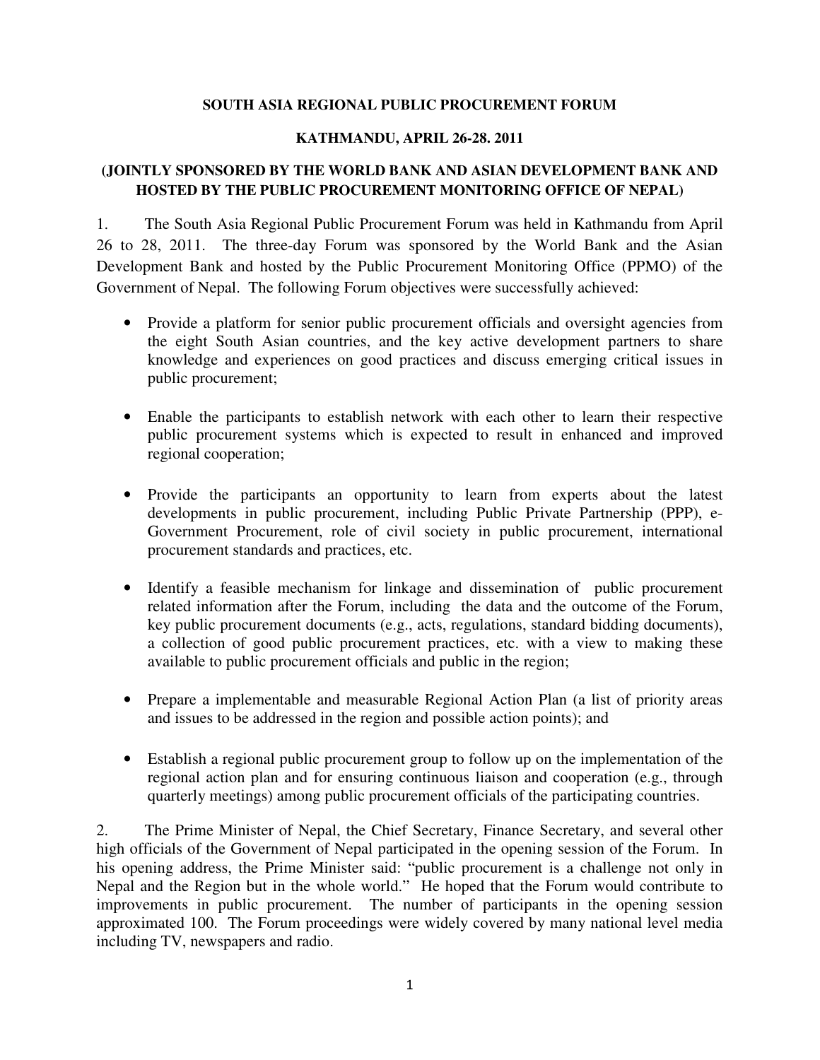**SOUTH ASIA REGIONAL PUBLIC PROCUREMENT FORUM**

**KATHMANDU, APRIL 26-28. 2011**

**(JOINTLY SPONSORED BY THE WORLD BANK AND ASIAN DEVELOPMENT BANK AND HOSTED BY THE PUBLIC PROCUREMENT MONITORING OFFICE OF NEPAL)**

1. The South Asia Regional Public Procurement Forum was held in Kathmandu from April 26 to 28, 2011. The three-day Forum was sponsored by the World Bank and the Asian Development Bank and hosted by the Public Procurement Monitoring Office (PPMO) of the Government of Nepal. The following Forum objectives were successfully achieved:

- Provide a platform for senior public procurement officials and oversight agencies from the eight South Asian countries, and the key active development partners to share knowledge and experiences on good practices and discuss emerging critical issues in public procurement;

- Enable the participants to establish network with each other to learn their respective public procurement systems which is expected to result in enhanced and improved regional cooperation;

- Provide the participants an opportunity to learn from experts about the latest developments in public procurement, including Public Private Partnership (PPP), e-Government Procurement, role of civil society in public procurement, international procurement standards and practices, etc.

- Identify a feasible mechanism for linkage and dissemination of public procurement related information after the Forum, including the data and the outcome of the Forum, key public procurement documents (e.g., acts, regulations, standard bidding documents), a collection of good public procurement practices, etc. with a view to making these available to public procurement officials and public in the region;

- Prepare a implementable and measurable Regional Action Plan (a list of priority areas and issues to be addressed in the region and possible action points); and

- Establish a regional public procurement group to follow up on the implementation of the regional action plan and for ensuring continuous liaison and cooperation (e.g., through quarterly meetings) among public procurement officials of the participating countries.

2. The Prime Minister of Nepal, the Chief Secretary, Finance Secretary, and several other high officials of the Government of Nepal participated in the opening session of the Forum. In his opening address, the Prime Minister said: "public procurement is a challenge not only in Nepal and the Region but in the whole world." He hoped that the Forum would contribute to improvements in public procurement. The number of participants in the opening session approximated 100. The Forum proceedings were widely covered by many national level media including TV, newspapers and radio.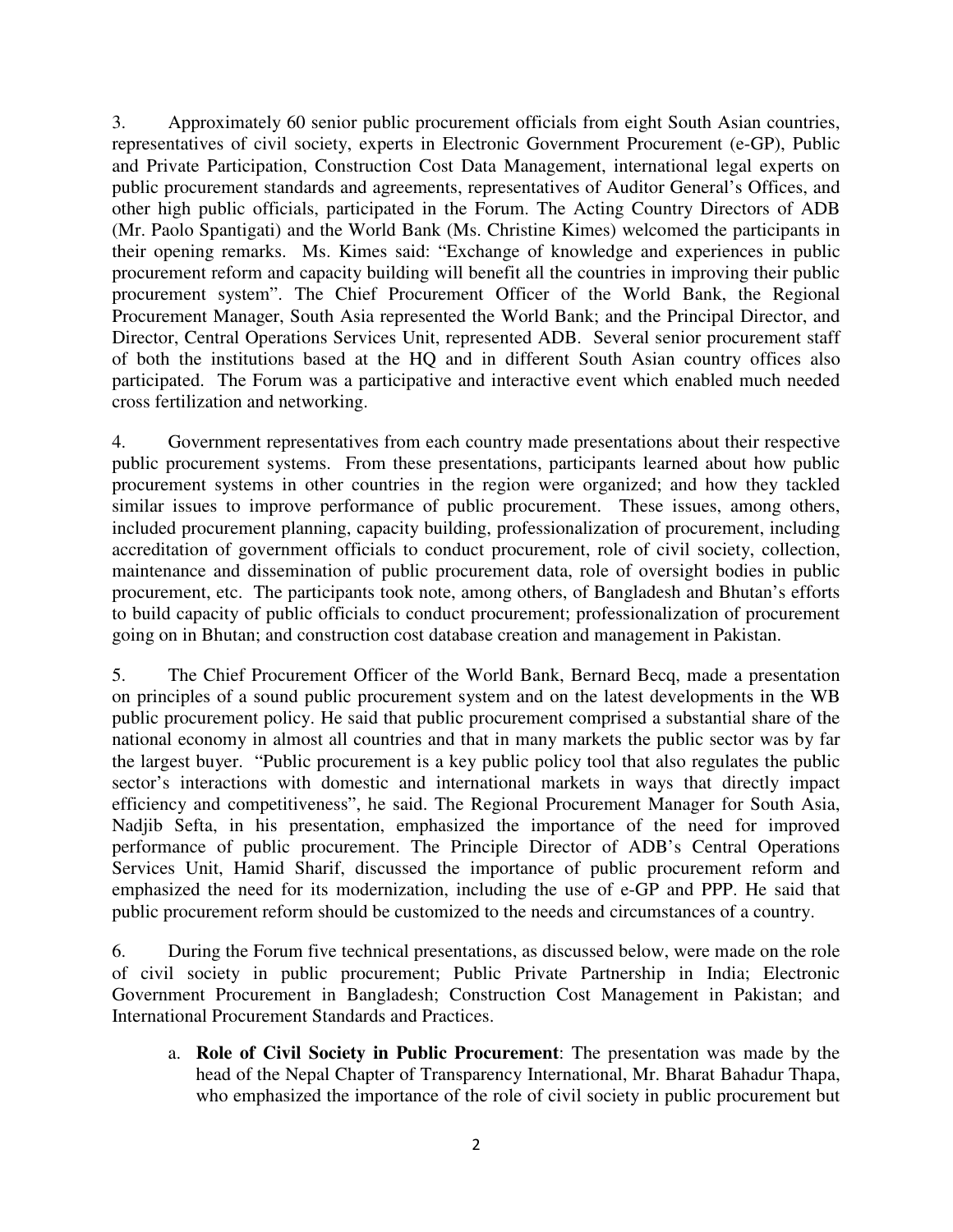3. Approximately 60 senior public procurement officials from eight South Asian countries, representatives of civil society, experts in Electronic Government Procurement (e-GP), Public and Private Participation, Construction Cost Data Management, international legal experts on public procurement standards and agreements, representatives of Auditor General's Offices, and other high public officials, participated in the Forum. The Acting Country Directors of ADB (Mr. Paolo Spantigati) and the World Bank (Ms. Christine Kimes) welcomed the participants in their opening remarks. Ms. Kimes said: "Exchange of knowledge and experiences in public procurement reform and capacity building will benefit all the countries in improving their public procurement system". The Chief Procurement Officer of the World Bank, the Regional Procurement Manager, South Asia represented the World Bank; and the Principal Director, and Director, Central Operations Services Unit, represented ADB. Several senior procurement staff of both the institutions based at the HQ and in different South Asian country offices also participated. The Forum was a participative and interactive event which enabled much needed cross fertilization and networking.

4. Government representatives from each country made presentations about their respective public procurement systems. From these presentations, participants learned about how public procurement systems in other countries in the region were organized; and how they tackled similar issues to improve performance of public procurement. These issues, among others, included procurement planning, capacity building, professionalization of procurement, including accreditation of government officials to conduct procurement, role of civil society, collection, maintenance and dissemination of public procurement data, role of oversight bodies in public procurement, etc. The participants took note, among others, of Bangladesh and Bhutan's efforts to build capacity of public officials to conduct procurement; professionalization of procurement going on in Bhutan; and construction cost database creation and management in Pakistan.

5. The Chief Procurement Officer of the World Bank, Bernard Becq, made a presentation on principles of a sound public procurement system and on the latest developments in the WB public procurement policy. He said that public procurement comprised a substantial share of the national economy in almost all countries and that in many markets the public sector was by far the largest buyer. "Public procurement is a key public policy tool that also regulates the public sector's interactions with domestic and international markets in ways that directly impact efficiency and competitiveness", he said. The Regional Procurement Manager for South Asia, Nadjib Sefta, in his presentation, emphasized the importance of the need for improved performance of public procurement. The Principle Director of ADB's Central Operations Services Unit, Hamid Sharif, discussed the importance of public procurement reform and emphasized the need for its modernization, including the use of e-GP and PPP. He said that public procurement reform should be customized to the needs and circumstances of a country.

6. During the Forum five technical presentations, as discussed below, were made on the role of civil society in public procurement; Public Private Partnership in India; Electronic Government Procurement in Bangladesh; Construction Cost Management in Pakistan; and International Procurement Standards and Practices.

a. **Role of Civil Society in Public Procurement**: The presentation was made by the head of the Nepal Chapter of Transparency International, Mr. Bharat Bahadur Thapa, who emphasized the importance of the role of civil society in public procurement but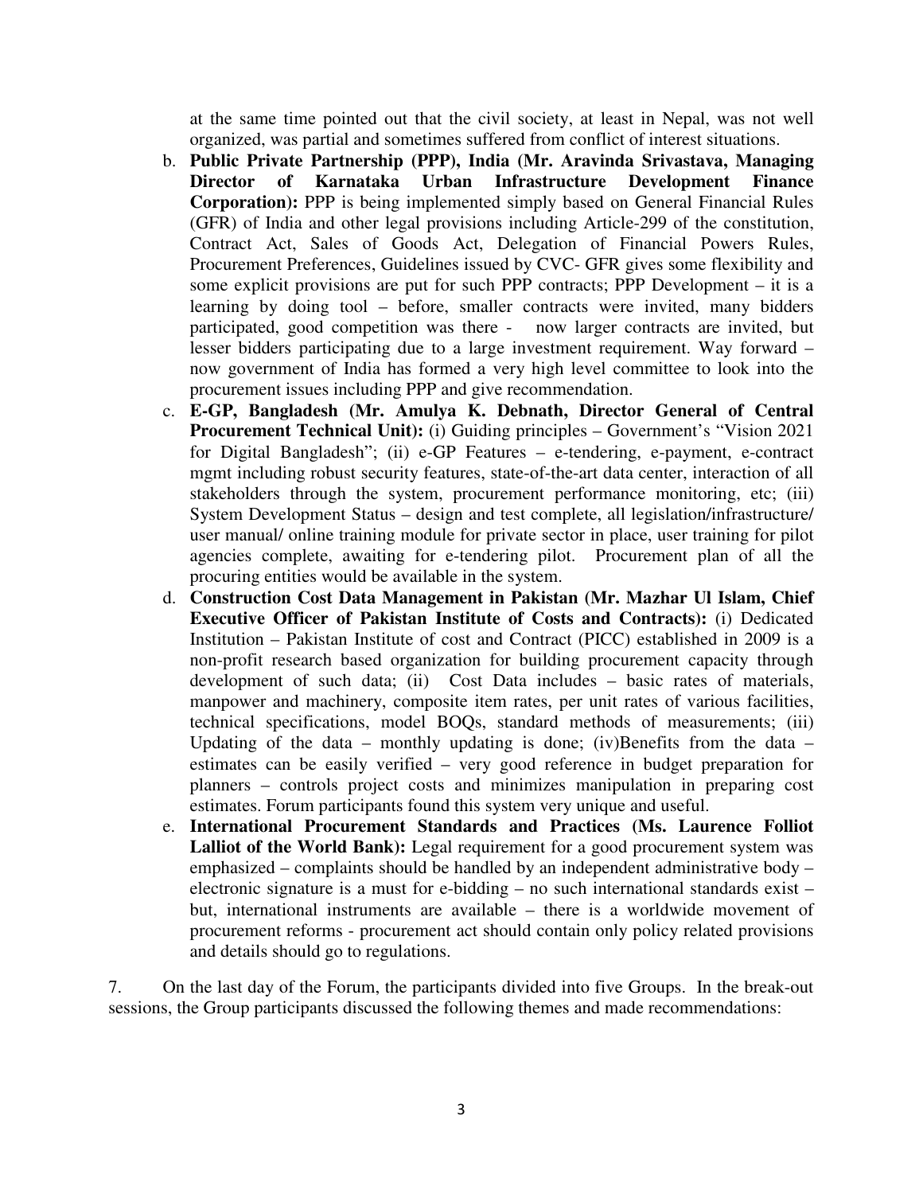at the same time pointed out that the civil society, at least in Nepal, was not well organized, was partial and sometimes suffered from conflict of interest situations.

b. **Public Private Partnership (PPP), India (Mr. Aravinda Srivastava, Managing Director of Karnataka Urban Infrastructure Development Finance Corporation):** PPP is being implemented simply based on General Financial Rules (GFR) of India and other legal provisions including Article-299 of the constitution, Contract Act, Sales of Goods Act, Delegation of Financial Powers Rules, Procurement Preferences, Guidelines issued by CVC- GFR gives some flexibility and some explicit provisions are put for such PPP contracts; PPP Development – it is a learning by doing tool – before, smaller contracts were invited, many bidders participated, good competition was there - now larger contracts are invited, but lesser bidders participating due to a large investment requirement. Way forward – now government of India has formed a very high level committee to look into the procurement issues including PPP and give recommendation.

c. **E-GP, Bangladesh (Mr. Amulya K. Debnath, Director General of Central Procurement Technical Unit):** (i) Guiding principles – Government's "Vision 2021 for Digital Bangladesh"; (ii) e-GP Features – e-tendering, e-payment, e-contract mgmt including robust security features, state-of-the-art data center, interaction of all stakeholders through the system, procurement performance monitoring, etc; (iii) System Development Status – design and test complete, all legislation/infrastructure/ user manual/ online training module for private sector in place, user training for pilot agencies complete, awaiting for e-tendering pilot. Procurement plan of all the procuring entities would be available in the system.

d. **Construction Cost Data Management in Pakistan (Mr. Mazhar Ul Islam, Chief Executive Officer of Pakistan Institute of Costs and Contracts):** (i) Dedicated Institution – Pakistan Institute of cost and Contract (PICC) established in 2009 is a non-profit research based organization for building procurement capacity through development of such data; (ii) Cost Data includes – basic rates of materials, manpower and machinery, composite item rates, per unit rates of various facilities, technical specifications, model BOQs, standard methods of measurements; (iii) Updating of the data – monthly updating is done; (iv)Benefits from the data – estimates can be easily verified – very good reference in budget preparation for planners – controls project costs and minimizes manipulation in preparing cost estimates. Forum participants found this system very unique and useful.

e. **International Procurement Standards and Practices (Ms. Laurence Folliot Lalliot of the World Bank):** Legal requirement for a good procurement system was emphasized – complaints should be handled by an independent administrative body – electronic signature is a must for e-bidding – no such international standards exist – but, international instruments are available – there is a worldwide movement of procurement reforms - procurement act should contain only policy related provisions and details should go to regulations.

7. On the last day of the Forum, the participants divided into five Groups. In the break-out sessions, the Group participants discussed the following themes and made recommendations: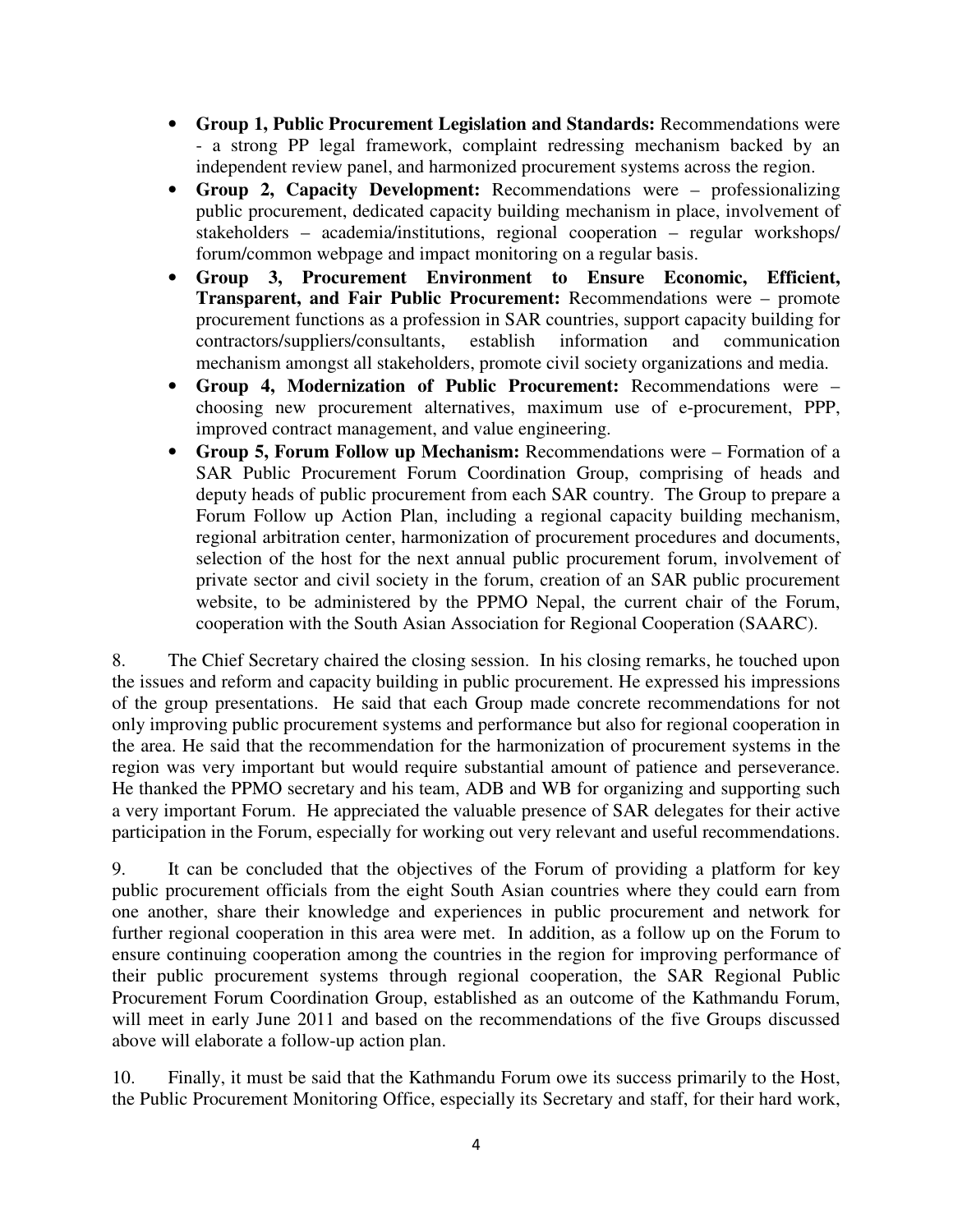- **Group 1, Public Procurement Legislation and Standards:** Recommendations were - a strong PP legal framework, complaint redressing mechanism backed by an independent review panel, and harmonized procurement systems across the region.
- **Group 2, Capacity Development:** Recommendations were – professionalizing public procurement, dedicated capacity building mechanism in place, involvement of stakeholders – academia/institutions, regional cooperation – regular workshops/ forum/common webpage and impact monitoring on a regular basis.
- **Group 3, Procurement Environment to Ensure Economic, Efficient, Transparent, and Fair Public Procurement:** Recommendations were – promote procurement functions as a profession in SAR countries, support capacity building for contractors/suppliers/consultants, establish information and communication mechanism amongst all stakeholders, promote civil society organizations and media.
- **Group 4, Modernization of Public Procurement:** Recommendations were – choosing new procurement alternatives, maximum use of e-procurement, PPP, improved contract management, and value engineering.
- **Group 5, Forum Follow up Mechanism:** Recommendations were – Formation of a SAR Public Procurement Forum Coordination Group, comprising of heads and deputy heads of public procurement from each SAR country. The Group to prepare a Forum Follow up Action Plan, including a regional capacity building mechanism, regional arbitration center, harmonization of procurement procedures and documents, selection of the host for the next annual public procurement forum, involvement of private sector and civil society in the forum, creation of an SAR public procurement website, to be administered by the PPMO Nepal, the current chair of the Forum, cooperation with the South Asian Association for Regional Cooperation (SAARC).

8. The Chief Secretary chaired the closing session. In his closing remarks, he touched upon the issues and reform and capacity building in public procurement. He expressed his impressions of the group presentations. He said that each Group made concrete recommendations for not only improving public procurement systems and performance but also for regional cooperation in the area. He said that the recommendation for the harmonization of procurement systems in the region was very important but would require substantial amount of patience and perseverance. He thanked the PPMO secretary and his team, ADB and WB for organizing and supporting such a very important Forum. He appreciated the valuable presence of SAR delegates for their active participation in the Forum, especially for working out very relevant and useful recommendations.

9. It can be concluded that the objectives of the Forum of providing a platform for key public procurement officials from the eight South Asian countries where they could earn from one another, share their knowledge and experiences in public procurement and network for further regional cooperation in this area were met. In addition, as a follow up on the Forum to ensure continuing cooperation among the countries in the region for improving performance of their public procurement systems through regional cooperation, the SAR Regional Public Procurement Forum Coordination Group, established as an outcome of the Kathmandu Forum, will meet in early June 2011 and based on the recommendations of the five Groups discussed above will elaborate a follow-up action plan.

10. Finally, it must be said that the Kathmandu Forum owe its success primarily to the Host, the Public Procurement Monitoring Office, especially its Secretary and staff, for their hard work,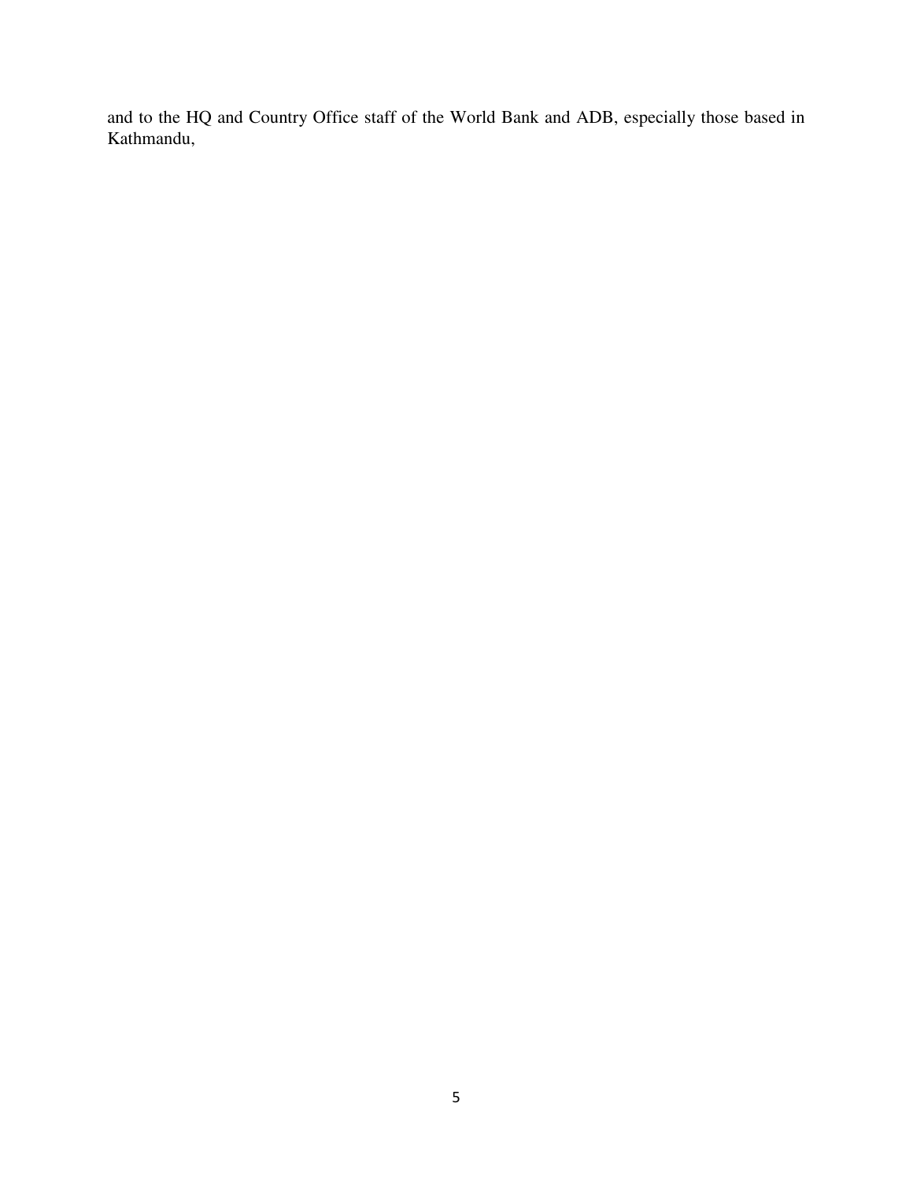and to the HQ and Country Office staff of the World Bank and ADB, especially those based in Kathmandu,